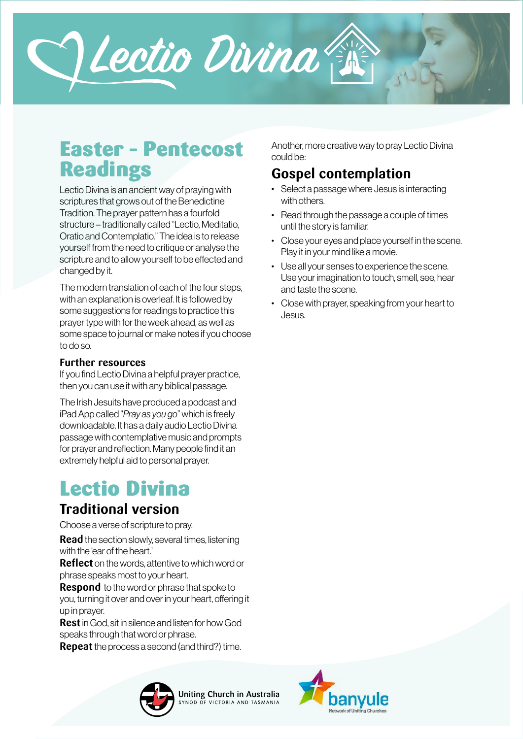# Lectio Divina

## Easter - Pentecost Readings

Lectio Divina is an ancient way of praying with scriptures that grows out of the Benedictine Tradition. The prayer pattern has a fourfold structure – traditionally called "Lectio, Meditatio, Oratio and Contemplatio." The idea is to release yourself from the need to critique or analyse the scripture and to allow yourself to be effected and changed by it.

The modern translation of each of the four steps, with an explanation is overleaf. It is followed by some suggestions for readings to practice this prayer type with for the week ahead, as well as some space to journal or make notes if you choose to do so.

### Further resources

If you find Lectio Divina a helpful prayer practice, then you can use it with any biblical passage.

The Irish Jesuits have produced a podcast and iPad App called "*Pray as you go*" which is freely downloadable. It has a daily audio Lectio Divina passage with contemplative music and prompts for prayer and reflection. Many people find it an extremely helpful aid to personal prayer.

## Lectio Divina

### Traditional version

Choose a verse of scripture to pray.

**Read** the section slowly, several times, listening with the 'ear of the heart.'

**Reflect** on the words, attentive to which word or phrase speaks most to your heart.

**Respond** to the word or phrase that spoke to you, turning it over and over in your heart, offering it up in prayer.

**Rest** in God, sit in silence and listen for how God speaks through that word or phrase.

**Repeat** the process a second (and third?) time.

Another, more creative way to pray Lectio Divina could be:

### Gospel contemplation

- Select a passage where Jesus is interacting with others.
- Read through the passage a couple of times until the story is familiar.
- Close your eyes and place yourself in the scene. Play it in your mind like a movie.
- Use all your senses to experience the scene. Use your imagination to touch, smell, see, hear and taste the scene.
- Close with prayer, speaking from your heart to Jesus.

Uniting Church in Australia
SYNOD OF VICTORIA AND TASMANIA

banyule
Network of Uniting Churches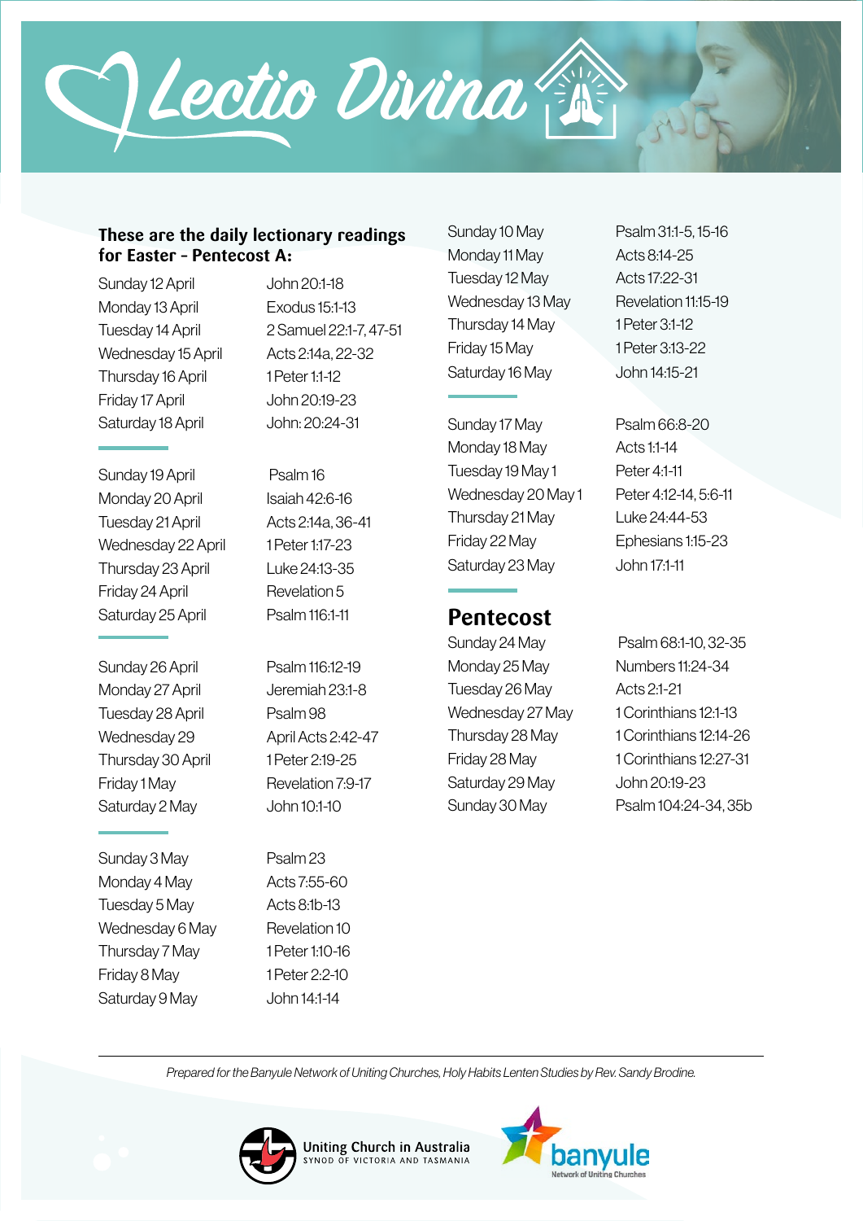# Lectio Divina

**These are the daily lectionary readings for Easter - Pentecost A:**

| | |
|---|---|
| Sunday 12 April | John 20:1-18 |
| Monday 13 April | Exodus 15:1-13 |
| Tuesday 14 April | 2 Samuel 22:1-7, 47-51 |
| Wednesday 15 April | Acts 2:14a, 22-32 |
| Thursday 16 April | 1 Peter 1:1-12 |
| Friday 17 April | John 20:19-23 |
| Saturday 18 April | John: 20:24-31 |

| | |
|---|---|
| Sunday 19 April | Psalm 16 |
| Monday 20 April | Isaiah 42:6-16 |
| Tuesday 21 April | Acts 2:14a, 36-41 |
| Wednesday 22 April | 1 Peter 1:17-23 |
| Thursday 23 April | Luke 24:13-35 |
| Friday 24 April | Revelation 5 |
| Saturday 25 April | Psalm 116:1-11 |

| | |
|---|---|
| Sunday 26 April | Psalm 116:12-19 |
| Monday 27 April | Jeremiah 23:1-8 |
| Tuesday 28 April | Psalm 98 |
| Wednesday 29 | April Acts 2:42-47 |
| Thursday 30 April | 1 Peter 2:19-25 |
| Friday 1 May | Revelation 7:9-17 |
| Saturday 2 May | John 10:1-10 |

| | |
|---|---|
| Sunday 3 May | Psalm 23 |
| Monday 4 May | Acts 7:55-60 |
| Tuesday 5 May | Acts 8:1b-13 |
| Wednesday 6 May | Revelation 10 |
| Thursday 7 May | 1 Peter 1:10-16 |
| Friday 8 May | 1 Peter 2:2-10 |
| Saturday 9 May | John 14:1-14 |

| | |
|---|---|
| Sunday 10 May | Psalm 31:1-5, 15-16 |
| Monday 11 May | Acts 8:14-25 |
| Tuesday 12 May | Acts 17:22-31 |
| Wednesday 13 May | Revelation 11:15-19 |
| Thursday 14 May | 1 Peter 3:1-12 |
| Friday 15 May | 1 Peter 3:13-22 |
| Saturday 16 May | John 14:15-21 |

| | |
|---|---|
| Sunday 17 May | Psalm 66:8-20 |
| Monday 18 May | Acts 1:1-14 |
| Tuesday 19 May 1 | Peter 4:1-11 |
| Wednesday 20 May 1 | Peter 4:12-14, 5:6-11 |
| Thursday 21 May | Luke 24:44-53 |
| Friday 22 May | Ephesians 1:15-23 |
| Saturday 23 May | John 17:1-11 |

## Pentecost

| | |
|---|---|
| Sunday 24 May | Psalm 68:1-10, 32-35 |
| Monday 25 May | Numbers 11:24-34 |
| Tuesday 26 May | Acts 2:1-21 |
| Wednesday 27 May | 1 Corinthians 12:1-13 |
| Thursday 28 May | 1 Corinthians 12:14-26 |
| Friday 28 May | 1 Corinthians 12:27-31 |
| Saturday 29 May | John 20:19-23 |
| Sunday 30 May | Psalm 104:24-34, 35b |

*Prepared for the Banyule Network of Uniting Churches, Holy Habits Lenten Studies by Rev. Sandy Brodine.*

Uniting Church in Australia
SYNOD OF VICTORIA AND TASMANIA

banyule
Network of Uniting Churches